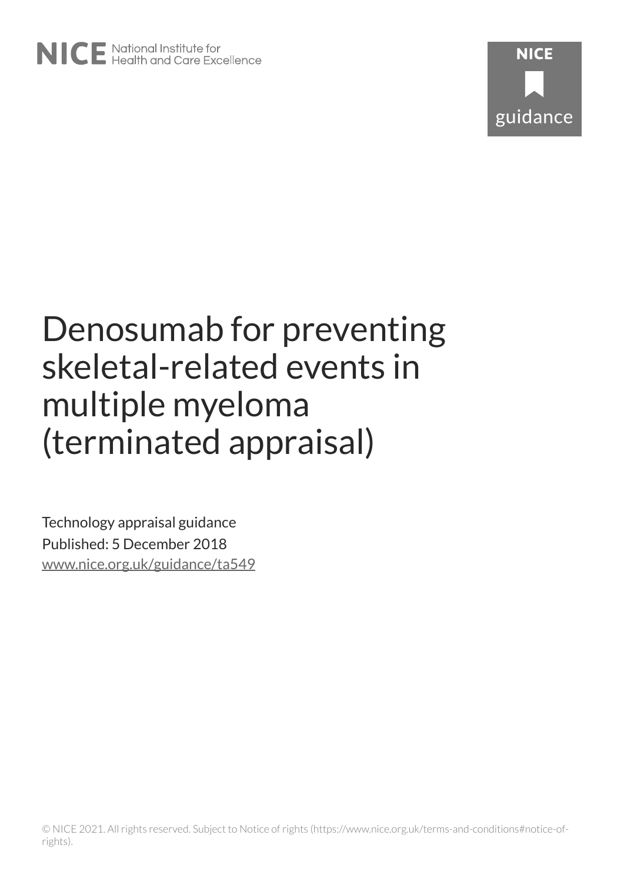# Denosumab for preventing skeletal-related events in multiple myeloma (terminated appraisal)

Technology appraisal guidance

Published: 5 December 2018

www.nice.org.uk/guidance/ta549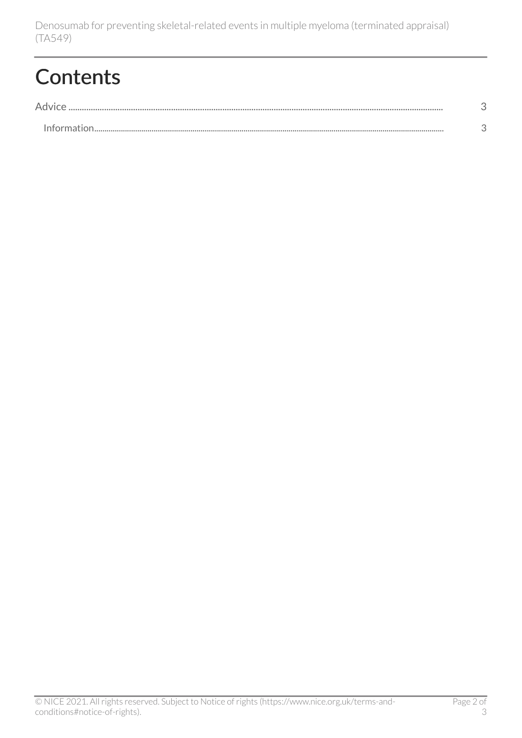# Contents

Advice ........................................................................................................................................................................ 3

Information........................................................................................................................................................... 3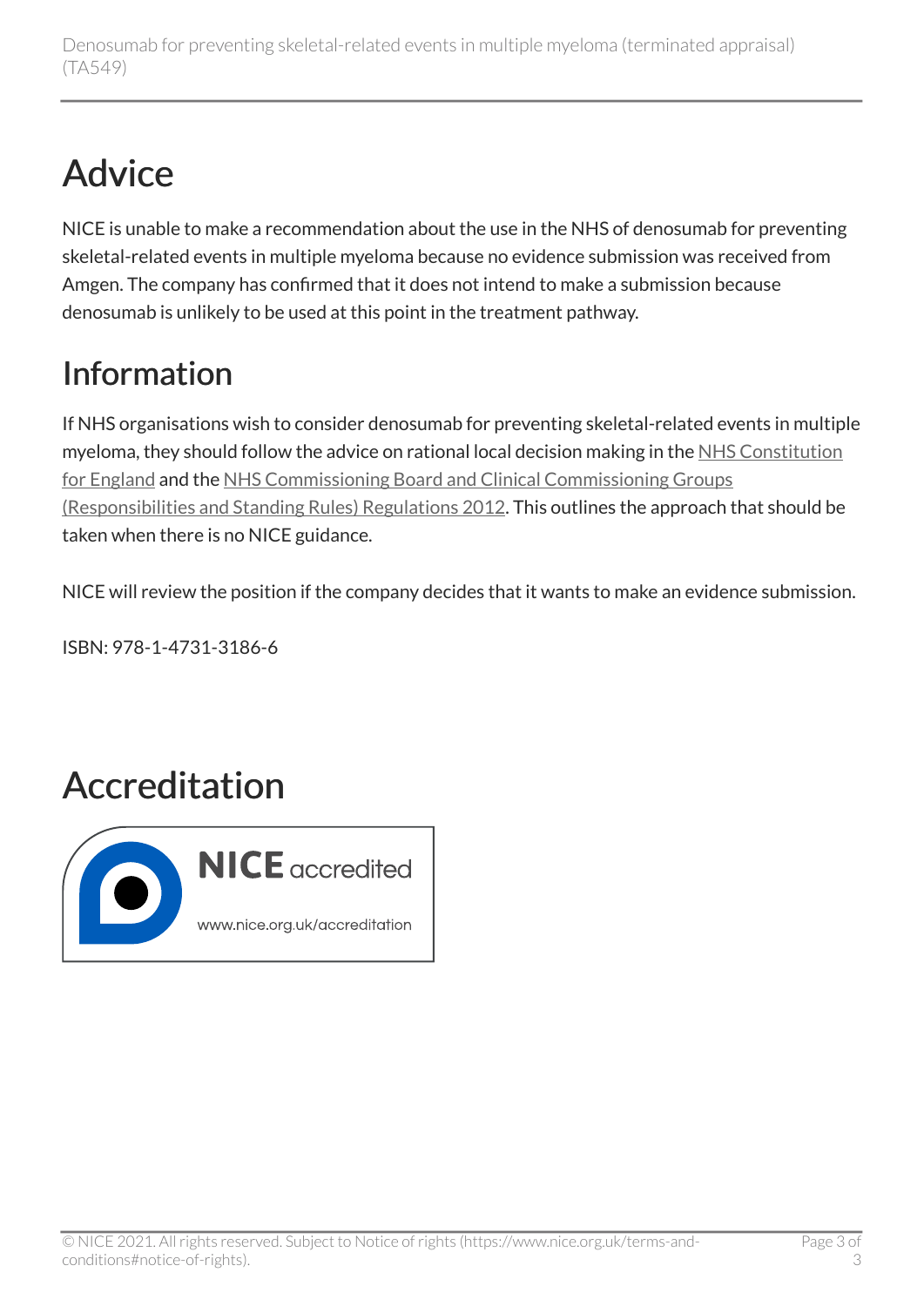# Advice

NICE is unable to make a recommendation about the use in the NHS of denosumab for preventing skeletal-related events in multiple myeloma because no evidence submission was received from Amgen. The company has confirmed that it does not intend to make a submission because denosumab is unlikely to be used at this point in the treatment pathway.

# Information

If NHS organisations wish to consider denosumab for preventing skeletal-related events in multiple myeloma, they should follow the advice on rational local decision making in the NHS Constitution for England and the NHS Commissioning Board and Clinical Commissioning Groups (Responsibilities and Standing Rules) Regulations 2012. This outlines the approach that should be taken when there is no NICE guidance.

NICE will review the position if the company decides that it wants to make an evidence submission.

ISBN: 978-1-4731-3186-6

# Accreditation

NICE accredited

www.nice.org.uk/accreditation